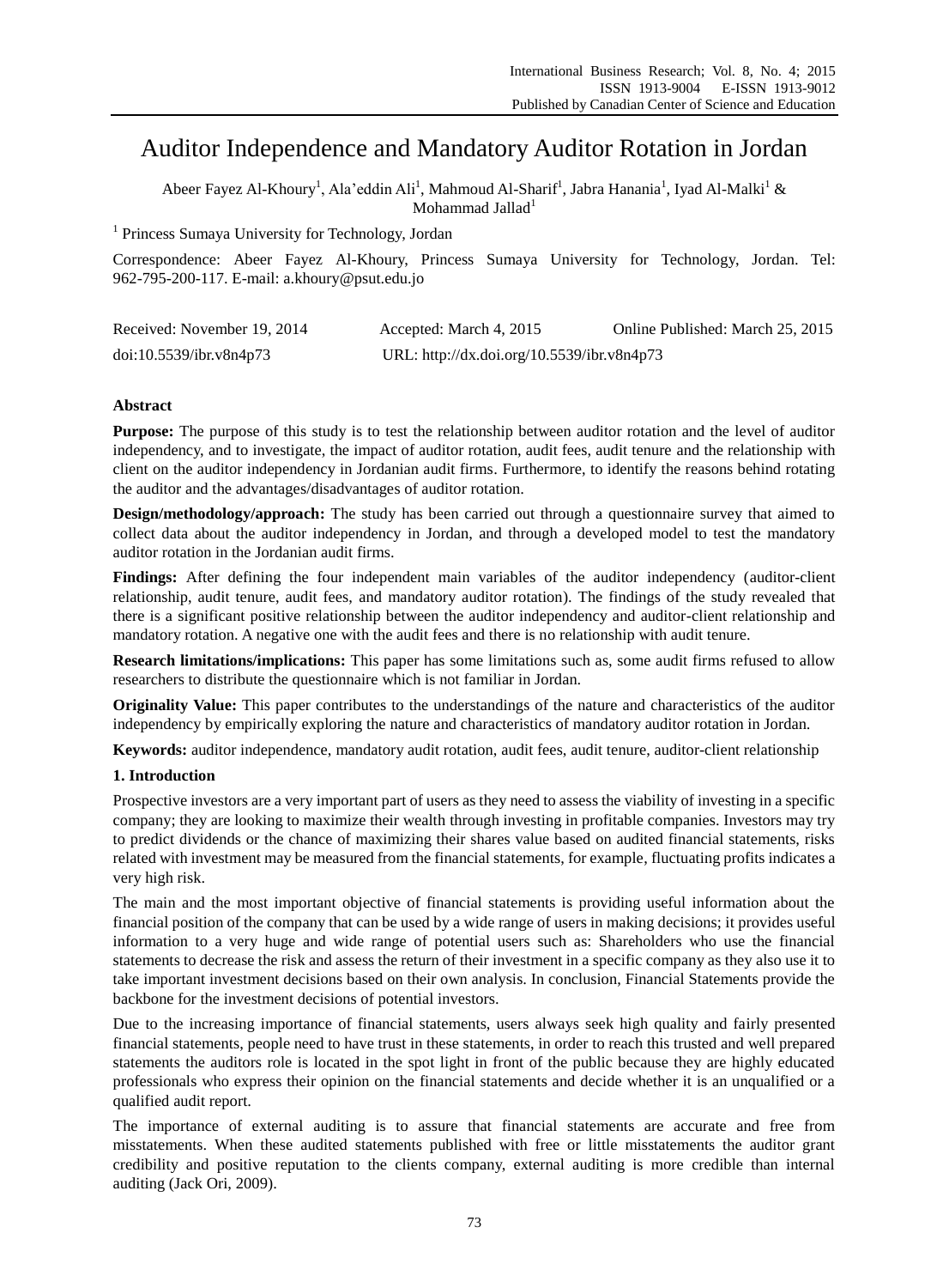# Auditor Independence and Mandatory Auditor Rotation in Jordan

Abeer Fayez Al-Khoury[1], Ala'eddin Ali[1], Mahmoud Al-Sharif[1], Jabra Hanania[1], Iyad Al-Malki[1] & Mohammad Jallad[1]

[1] Princess Sumaya University for Technology, Jordan

Correspondence: Abeer Fayez Al-Khoury, Princess Sumaya University for Technology, Jordan. Tel: 962-795-200-117. E-mail: a.khoury@psut.edu.jo

Received: November 19, 2014 Accepted: March 4, 2015 Online Published: March 25, 2015

doi:10.5539/ibr.v8n4p73 URL: http://dx.doi.org/10.5539/ibr.v8n4p73

**Abstract**

**Purpose:** The purpose of this study is to test the relationship between auditor rotation and the level of auditor independency, and to investigate, the impact of auditor rotation, audit fees, audit tenure and the relationship with client on the auditor independency in Jordanian audit firms. Furthermore, to identify the reasons behind rotating the auditor and the advantages/disadvantages of auditor rotation.

**Design/methodology/approach:** The study has been carried out through a questionnaire survey that aimed to collect data about the auditor independency in Jordan, and through a developed model to test the mandatory auditor rotation in the Jordanian audit firms.

**Findings:** After defining the four independent main variables of the auditor independency (auditor-client relationship, audit tenure, audit fees, and mandatory auditor rotation). The findings of the study revealed that there is a significant positive relationship between the auditor independency and auditor-client relationship and mandatory rotation. A negative one with the audit fees and there is no relationship with audit tenure.

**Research limitations/implications:** This paper has some limitations such as, some audit firms refused to allow researchers to distribute the questionnaire which is not familiar in Jordan.

**Originality Value:** This paper contributes to the understandings of the nature and characteristics of the auditor independency by empirically exploring the nature and characteristics of mandatory auditor rotation in Jordan.

**Keywords:** auditor independence, mandatory audit rotation, audit fees, audit tenure, auditor-client relationship

## 1. Introduction

Prospective investors are a very important part of users as they need to assess the viability of investing in a specific company; they are looking to maximize their wealth through investing in profitable companies. Investors may try to predict dividends or the chance of maximizing their shares value based on audited financial statements, risks related with investment may be measured from the financial statements, for example, fluctuating profits indicates a very high risk.

The main and the most important objective of financial statements is providing useful information about the financial position of the company that can be used by a wide range of users in making decisions; it provides useful information to a very huge and wide range of potential users such as: Shareholders who use the financial statements to decrease the risk and assess the return of their investment in a specific company as they also use it to take important investment decisions based on their own analysis. In conclusion, Financial Statements provide the backbone for the investment decisions of potential investors.

Due to the increasing importance of financial statements, users always seek high quality and fairly presented financial statements, people need to have trust in these statements, in order to reach this trusted and well prepared statements the auditors role is located in the spot light in front of the public because they are highly educated professionals who express their opinion on the financial statements and decide whether it is an unqualified or a qualified audit report.

The importance of external auditing is to assure that financial statements are accurate and free from misstatements. When these audited statements published with free or little misstatements the auditor grant credibility and positive reputation to the clients company, external auditing is more credible than internal auditing (Jack Ori, 2009).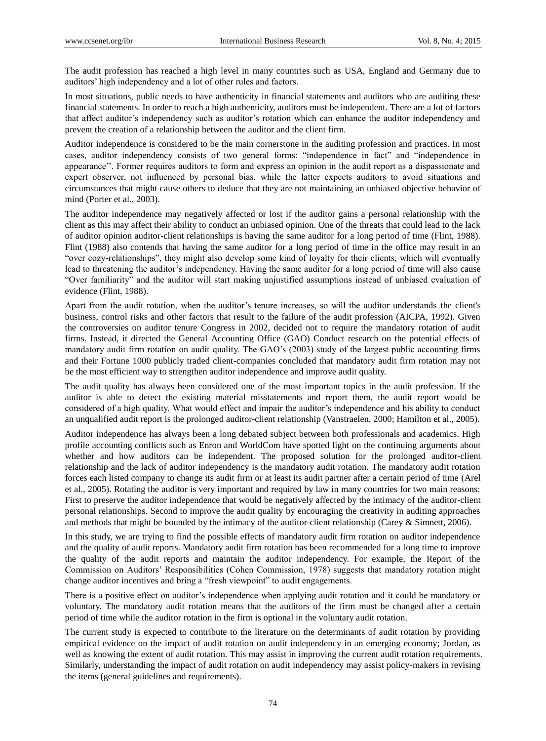The audit profession has reached a high level in many countries such as USA, England and Germany due to auditors' high independency and a lot of other rules and factors.

In most situations, public needs to have authenticity in financial statements and auditors who are auditing these financial statements. In order to reach a high authenticity, auditors must be independent. There are a lot of factors that affect auditor's independency such as auditor's rotation which can enhance the auditor independency and prevent the creation of a relationship between the auditor and the client firm.

Auditor independence is considered to be the main cornerstone in the auditing profession and practices. In most cases, auditor independency consists of two general forms: "independence in fact" and "independence in appearance''. Former requires auditors to form and express an opinion in the audit report as a dispassionate and expert observer, not influenced by personal bias, while the latter expects auditors to avoid situations and circumstances that might cause others to deduce that they are not maintaining an unbiased objective behavior of mind (Porter et al., 2003).

The auditor independence may negatively affected or lost if the auditor gains a personal relationship with the client as this may affect their ability to conduct an unbiased opinion. One of the threats that could lead to the lack of auditor opinion auditor-client relationships is having the same auditor for a long period of time (Flint, 1988). Flint (1988) also contends that having the same auditor for a long period of time in the office may result in an "over cozy-relationships", they might also develop some kind of loyalty for their clients, which will eventually lead to threatening the auditor's independency. Having the same auditor for a long period of time will also cause "Over familiarity" and the auditor will start making unjustified assumptions instead of unbiased evaluation of evidence (Flint, 1988).

Apart from the audit rotation, when the auditor's tenure increases, so will the auditor understands the client's business, control risks and other factors that result to the failure of the audit profession (AICPA, 1992). Given the controversies on auditor tenure Congress in 2002, decided not to require the mandatory rotation of audit firms. Instead, it directed the General Accounting Office (GAO) Conduct research on the potential effects of mandatory audit firm rotation on audit quality. The GAO's (2003) study of the largest public accounting firms and their Fortune 1000 publicly traded client-companies concluded that mandatory audit firm rotation may not be the most efficient way to strengthen auditor independence and improve audit quality.

The audit quality has always been considered one of the most important topics in the audit profession. If the auditor is able to detect the existing material misstatements and report them, the audit report would be considered of a high quality. What would effect and impair the auditor's independence and his ability to conduct an unqualified audit report is the prolonged auditor-client relationship (Vanstraelen, 2000; Hamilton et al., 2005).

Auditor independence has always been a long debated subject between both professionals and academics. High profile accounting conflicts such as Enron and WorldCom have spotted light on the continuing arguments about whether and how auditors can be independent. The proposed solution for the prolonged auditor-client relationship and the lack of auditor independency is the mandatory audit rotation. The mandatory audit rotation forces each listed company to change its audit firm or at least its audit partner after a certain period of time (Arel et al., 2005). Rotating the auditor is very important and required by law in many countries for two main reasons: First to preserve the auditor independence that would be negatively affected by the intimacy of the auditor-client personal relationships. Second to improve the audit quality by encouraging the creativity in auditing approaches and methods that might be bounded by the intimacy of the auditor-client relationship (Carey & Simnett, 2006).

In this study, we are trying to find the possible effects of mandatory audit firm rotation on auditor independence and the quality of audit reports. Mandatory audit firm rotation has been recommended for a long time to improve the quality of the audit reports and maintain the auditor independency. For example, the Report of the Commission on Auditors' Responsibilities (Cohen Commission, 1978) suggests that mandatory rotation might change auditor incentives and bring a "fresh viewpoint" to audit engagements.

There is a positive effect on auditor's independence when applying audit rotation and it could be mandatory or voluntary. The mandatory audit rotation means that the auditors of the firm must be changed after a certain period of time while the auditor rotation in the firm is optional in the voluntary audit rotation.

The current study is expected to contribute to the literature on the determinants of audit rotation by providing empirical evidence on the impact of audit rotation on audit independency in an emerging economy; Jordan, as well as knowing the extent of audit rotation. This may assist in improving the current audit rotation requirements. Similarly, understanding the impact of audit rotation on audit independency may assist policy-makers in revising the items (general guidelines and requirements).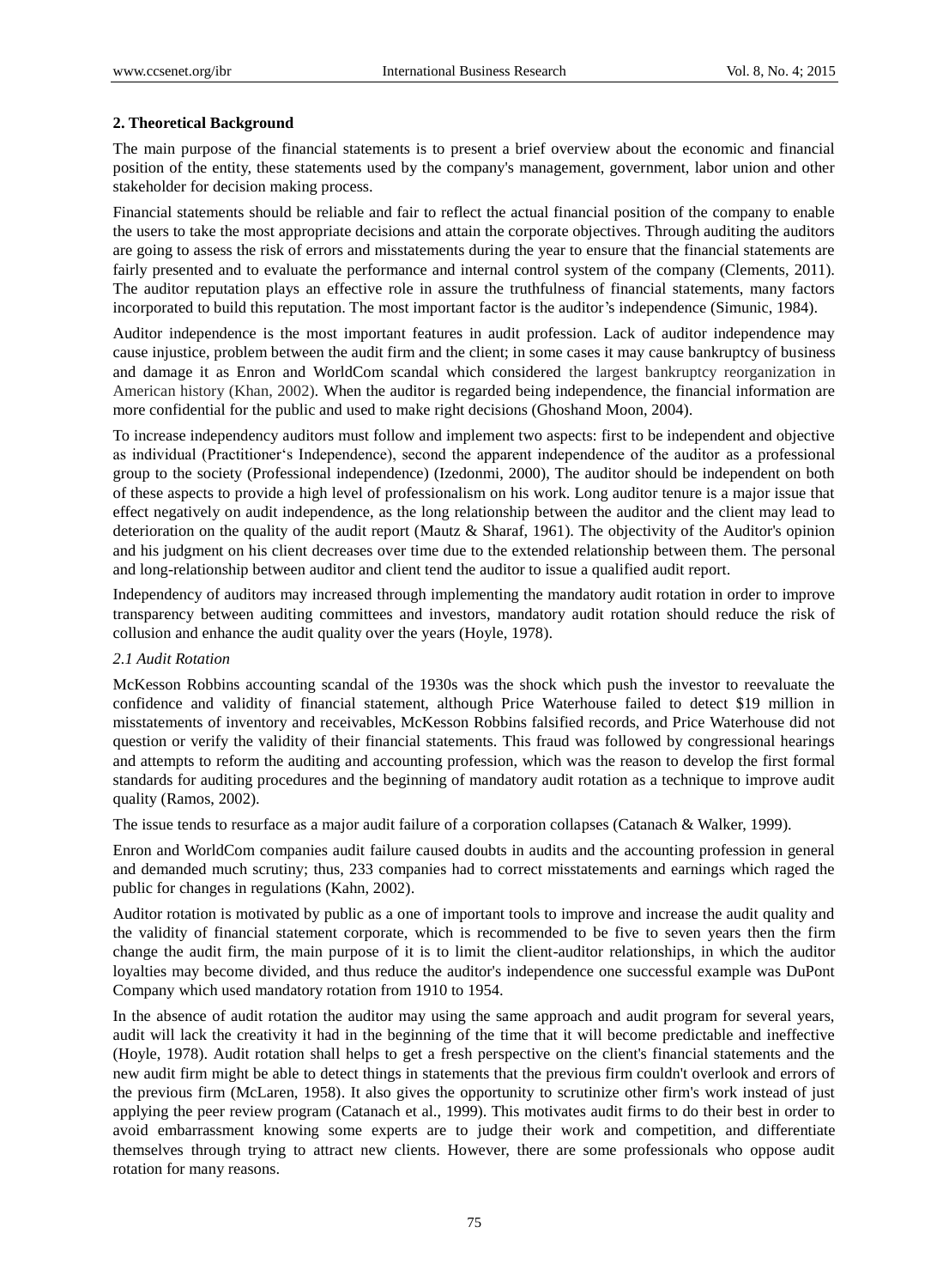## 2. Theoretical Background

The main purpose of the financial statements is to present a brief overview about the economic and financial position of the entity, these statements used by the company's management, government, labor union and other stakeholder for decision making process.

Financial statements should be reliable and fair to reflect the actual financial position of the company to enable the users to take the most appropriate decisions and attain the corporate objectives. Through auditing the auditors are going to assess the risk of errors and misstatements during the year to ensure that the financial statements are fairly presented and to evaluate the performance and internal control system of the company (Clements, 2011). The auditor reputation plays an effective role in assure the truthfulness of financial statements, many factors incorporated to build this reputation. The most important factor is the auditor's independence (Simunic, 1984).

Auditor independence is the most important features in audit profession. Lack of auditor independence may cause injustice, problem between the audit firm and the client; in some cases it may cause bankruptcy of business and damage it as Enron and WorldCom scandal which considered the largest bankruptcy reorganization in American history (Khan, 2002). When the auditor is regarded being independence, the financial information are more confidential for the public and used to make right decisions (Ghoshand Moon, 2004).

To increase independency auditors must follow and implement two aspects: first to be independent and objective as individual (Practitioner's Independence), second the apparent independence of the auditor as a professional group to the society (Professional independence) (Izedonmi, 2000), The auditor should be independent on both of these aspects to provide a high level of professionalism on his work. Long auditor tenure is a major issue that effect negatively on audit independence, as the long relationship between the auditor and the client may lead to deterioration on the quality of the audit report (Mautz & Sharaf, 1961). The objectivity of the Auditor's opinion and his judgment on his client decreases over time due to the extended relationship between them. The personal and long-relationship between auditor and client tend the auditor to issue a qualified audit report.

Independency of auditors may increased through implementing the mandatory audit rotation in order to improve transparency between auditing committees and investors, mandatory audit rotation should reduce the risk of collusion and enhance the audit quality over the years (Hoyle, 1978).

### 2.1 Audit Rotation

McKesson Robbins accounting scandal of the 1930s was the shock which push the investor to reevaluate the confidence and validity of financial statement, although Price Waterhouse failed to detect $19 million in misstatements of inventory and receivables, McKesson Robbins falsified records, and Price Waterhouse did not question or verify the validity of their financial statements. This fraud was followed by congressional hearings and attempts to reform the auditing and accounting profession, which was the reason to develop the first formal standards for auditing procedures and the beginning of mandatory audit rotation as a technique to improve audit quality (Ramos, 2002).

The issue tends to resurface as a major audit failure of a corporation collapses (Catanach & Walker, 1999).

Enron and WorldCom companies audit failure caused doubts in audits and the accounting profession in general and demanded much scrutiny; thus, 233 companies had to correct misstatements and earnings which raged the public for changes in regulations (Kahn, 2002).

Auditor rotation is motivated by public as a one of important tools to improve and increase the audit quality and the validity of financial statement corporate, which is recommended to be five to seven years then the firm change the audit firm, the main purpose of it is to limit the client-auditor relationships, in which the auditor loyalties may become divided, and thus reduce the auditor's independence one successful example was DuPont Company which used mandatory rotation from 1910 to 1954.

In the absence of audit rotation the auditor may using the same approach and audit program for several years, audit will lack the creativity it had in the beginning of the time that it will become predictable and ineffective (Hoyle, 1978). Audit rotation shall helps to get a fresh perspective on the client's financial statements and the new audit firm might be able to detect things in statements that the previous firm couldn't overlook and errors of the previous firm (McLaren, 1958). It also gives the opportunity to scrutinize other firm's work instead of just applying the peer review program (Catanach et al., 1999). This motivates audit firms to do their best in order to avoid embarrassment knowing some experts are to judge their work and competition, and differentiate themselves through trying to attract new clients. However, there are some professionals who oppose audit rotation for many reasons.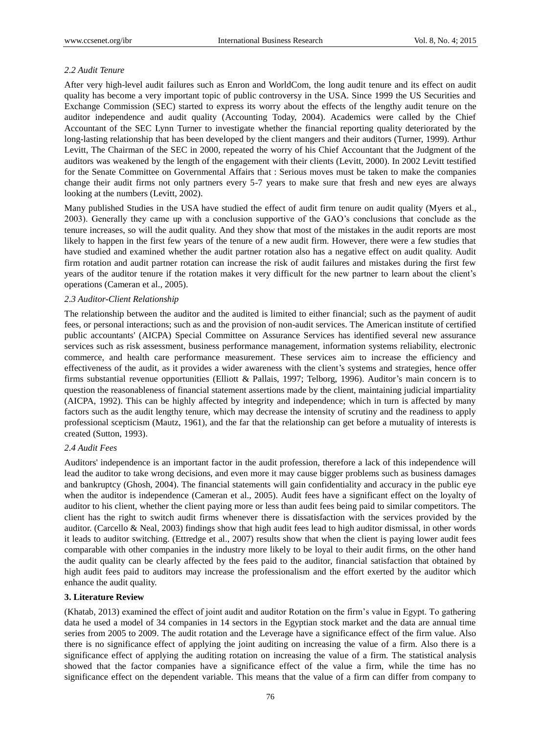*2.2 Audit Tenure*

After very high-level audit failures such as Enron and WorldCom, the long audit tenure and its effect on audit quality has become a very important topic of public controversy in the USA. Since 1999 the US Securities and Exchange Commission (SEC) started to express its worry about the effects of the lengthy audit tenure on the auditor independence and audit quality (Accounting Today, 2004). Academics were called by the Chief Accountant of the SEC Lynn Turner to investigate whether the financial reporting quality deteriorated by the long-lasting relationship that has been developed by the client mangers and their auditors (Turner, 1999). Arthur Levitt, The Chairman of the SEC in 2000, repeated the worry of his Chief Accountant that the Judgment of the auditors was weakened by the length of the engagement with their clients (Levitt, 2000). In 2002 Levitt testified for the Senate Committee on Governmental Affairs that : Serious moves must be taken to make the companies change their audit firms not only partners every 5-7 years to make sure that fresh and new eyes are always looking at the numbers (Levitt, 2002).

Many published Studies in the USA have studied the effect of audit firm tenure on audit quality (Myers et al., 2003). Generally they came up with a conclusion supportive of the GAO's conclusions that conclude as the tenure increases, so will the audit quality. And they show that most of the mistakes in the audit reports are most likely to happen in the first few years of the tenure of a new audit firm. However, there were a few studies that have studied and examined whether the audit partner rotation also has a negative effect on audit quality. Audit firm rotation and audit partner rotation can increase the risk of audit failures and mistakes during the first few years of the auditor tenure if the rotation makes it very difficult for the new partner to learn about the client's operations (Cameran et al., 2005).

*2.3 Auditor-Client Relationship*

The relationship between the auditor and the audited is limited to either financial; such as the payment of audit fees, or personal interactions; such as and the provision of non-audit services. The American institute of certified public accountants' (AICPA) Special Committee on Assurance Services has identified several new assurance services such as risk assessment, business performance management, information systems reliability, electronic commerce, and health care performance measurement. These services aim to increase the efficiency and effectiveness of the audit, as it provides a wider awareness with the client's systems and strategies, hence offer firms substantial revenue opportunities (Elliott & Pallais, 1997; Telborg, 1996). Auditor's main concern is to question the reasonableness of financial statement assertions made by the client, maintaining judicial impartiality (AICPA, 1992). This can be highly affected by integrity and independence; which in turn is affected by many factors such as the audit lengthy tenure, which may decrease the intensity of scrutiny and the readiness to apply professional scepticism (Mautz, 1961), and the far that the relationship can get before a mutuality of interests is created (Sutton, 1993).

*2.4 Audit Fees*

Auditors' independence is an important factor in the audit profession, therefore a lack of this independence will lead the auditor to take wrong decisions, and even more it may cause bigger problems such as business damages and bankruptcy (Ghosh, 2004). The financial statements will gain confidentiality and accuracy in the public eye when the auditor is independence (Cameran et al., 2005). Audit fees have a significant effect on the loyalty of auditor to his client, whether the client paying more or less than audit fees being paid to similar competitors. The client has the right to switch audit firms whenever there is dissatisfaction with the services provided by the auditor. (Carcello & Neal, 2003) findings show that high audit fees lead to high auditor dismissal, in other words it leads to auditor switching. (Ettredge et al., 2007) results show that when the client is paying lower audit fees comparable with other companies in the industry more likely to be loyal to their audit firms, on the other hand the audit quality can be clearly affected by the fees paid to the auditor, financial satisfaction that obtained by high audit fees paid to auditors may increase the professionalism and the effort exerted by the auditor which enhance the audit quality.

## 3. Literature Review

(Khatab, 2013) examined the effect of joint audit and auditor Rotation on the firm's value in Egypt. To gathering data he used a model of 34 companies in 14 sectors in the Egyptian stock market and the data are annual time series from 2005 to 2009. The audit rotation and the Leverage have a significance effect of the firm value. Also there is no significance effect of applying the joint auditing on increasing the value of a firm. Also there is a significance effect of applying the auditing rotation on increasing the value of a firm. The statistical analysis showed that the factor companies have a significance effect of the value a firm, while the time has no significance effect on the dependent variable. This means that the value of a firm can differ from company to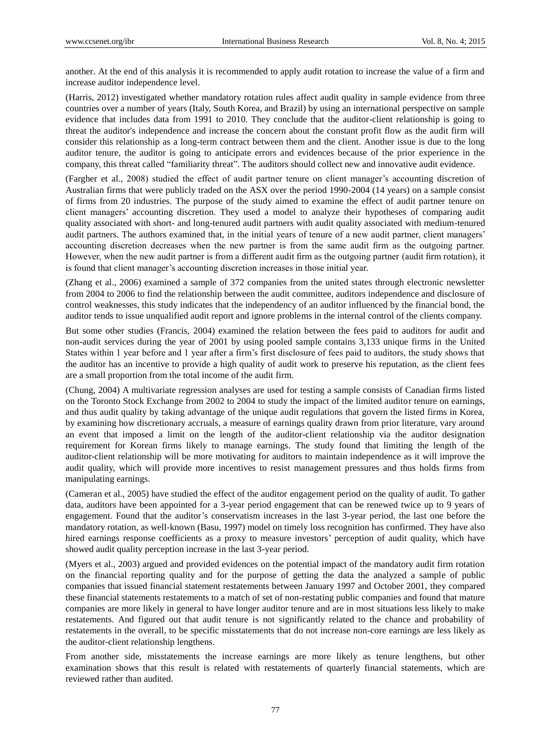another. At the end of this analysis it is recommended to apply audit rotation to increase the value of a firm and increase auditor independence level.

(Harris, 2012) investigated whether mandatory rotation rules affect audit quality in sample evidence from three countries over a number of years (Italy, South Korea, and Brazil) by using an international perspective on sample evidence that includes data from 1991 to 2010. They conclude that the auditor-client relationship is going to threat the auditor's independence and increase the concern about the constant profit flow as the audit firm will consider this relationship as a long-term contract between them and the client. Another issue is due to the long auditor tenure, the auditor is going to anticipate errors and evidences because of the prior experience in the company, this threat called "familiarity threat". The auditors should collect new and innovative audit evidence.

(Fargher et al., 2008) studied the effect of audit partner tenure on client manager's accounting discretion of Australian firms that were publicly traded on the ASX over the period 1990-2004 (14 years) on a sample consist of firms from 20 industries. The purpose of the study aimed to examine the effect of audit partner tenure on client managers' accounting discretion. They used a model to analyze their hypotheses of comparing audit quality associated with short- and long-tenured audit partners with audit quality associated with medium-tenured audit partners. The authors examined that, in the initial years of tenure of a new audit partner, client managers' accounting discretion decreases when the new partner is from the same audit firm as the outgoing partner. However, when the new audit partner is from a different audit firm as the outgoing partner (audit firm rotation), it is found that client manager's accounting discretion increases in those initial year.

(Zhang et al., 2006) examined a sample of 372 companies from the united states through electronic newsletter from 2004 to 2006 to find the relationship between the audit committee, auditors independence and disclosure of control weaknesses, this study indicates that the independency of an auditor influenced by the financial bond, the auditor tends to issue unqualified audit report and ignore problems in the internal control of the clients company.

But some other studies (Francis, 2004) examined the relation between the fees paid to auditors for audit and non-audit services during the year of 2001 by using pooled sample contains 3,133 unique firms in the United States within 1 year before and 1 year after a firm's first disclosure of fees paid to auditors, the study shows that the auditor has an incentive to provide a high quality of audit work to preserve his reputation, as the client fees are a small proportion from the total income of the audit firm.

(Chung, 2004) A multivariate regression analyses are used for testing a sample consists of Canadian firms listed on the Toronto Stock Exchange from 2002 to 2004 to study the impact of the limited auditor tenure on earnings, and thus audit quality by taking advantage of the unique audit regulations that govern the listed firms in Korea, by examining how discretionary accruals, a measure of earnings quality drawn from prior literature, vary around an event that imposed a limit on the length of the auditor-client relationship via the auditor designation requirement for Korean firms likely to manage earnings. The study found that limiting the length of the auditor-client relationship will be more motivating for auditors to maintain independence as it will improve the audit quality, which will provide more incentives to resist management pressures and thus holds firms from manipulating earnings.

(Cameran et al., 2005) have studied the effect of the auditor engagement period on the quality of audit. To gather data, auditors have been appointed for a 3-year period engagement that can be renewed twice up to 9 years of engagement. Found that the auditor's conservatism increases in the last 3-year period, the last one before the mandatory rotation, as well-known (Basu, 1997) model on timely loss recognition has confirmed. They have also hired earnings response coefficients as a proxy to measure investors' perception of audit quality, which have showed audit quality perception increase in the last 3-year period.

(Myers et al., 2003) argued and provided evidences on the potential impact of the mandatory audit firm rotation on the financial reporting quality and for the purpose of getting the data the analyzed a sample of public companies that issued financial statement restatements between January 1997 and October 2001, they compared these financial statements restatements to a match of set of non-restating public companies and found that mature companies are more likely in general to have longer auditor tenure and are in most situations less likely to make restatements. And figured out that audit tenure is not significantly related to the chance and probability of restatements in the overall, to be specific misstatements that do not increase non-core earnings are less likely as the auditor-client relationship lengthens.

From another side, misstatements the increase earnings are more likely as tenure lengthens, but other examination shows that this result is related with restatements of quarterly financial statements, which are reviewed rather than audited.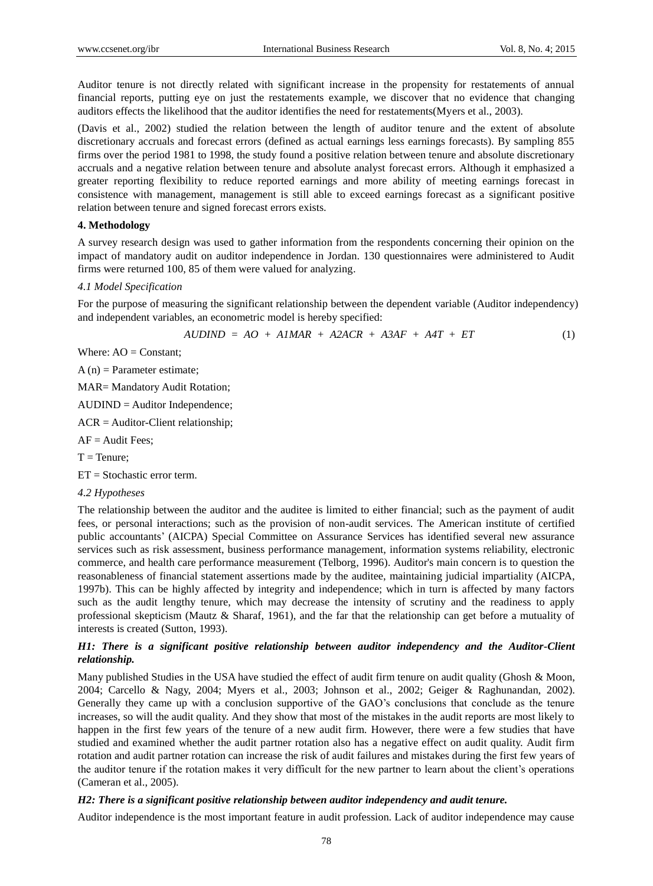Auditor tenure is not directly related with significant increase in the propensity for restatements of annual financial reports, putting eye on just the restatements example, we discover that no evidence that changing auditors effects the likelihood that the auditor identifies the need for restatements(Myers et al., 2003).

(Davis et al., 2002) studied the relation between the length of auditor tenure and the extent of absolute discretionary accruals and forecast errors (defined as actual earnings less earnings forecasts). By sampling 855 firms over the period 1981 to 1998, the study found a positive relation between tenure and absolute discretionary accruals and a negative relation between tenure and absolute analyst forecast errors. Although it emphasized a greater reporting flexibility to reduce reported earnings and more ability of meeting earnings forecast in consistence with management, management is still able to exceed earnings forecast as a significant positive relation between tenure and signed forecast errors exists.

## 4. Methodology

A survey research design was used to gather information from the respondents concerning their opinion on the impact of mandatory audit on auditor independence in Jordan. 130 questionnaires were administered to Audit firms were returned 100, 85 of them were valued for analyzing.

### *4.1 Model Specification*

For the purpose of measuring the significant relationship between the dependent variable (Auditor independency) and independent variables, an econometric model is hereby specified:

$$AUDIND = AO + A1MAR + A2ACR + A3AF + A4T + ET \quad (1)$$

Where: AO = Constant;

A (n) = Parameter estimate;

MAR= Mandatory Audit Rotation;

AUDIND = Auditor Independence;

ACR = Auditor-Client relationship;

AF = Audit Fees;

T = Tenure;

ET = Stochastic error term.

### *4.2 Hypotheses*

The relationship between the auditor and the auditee is limited to either financial; such as the payment of audit fees, or personal interactions; such as the provision of non-audit services. The American institute of certified public accountants' (AICPA) Special Committee on Assurance Services has identified several new assurance services such as risk assessment, business performance management, information systems reliability, electronic commerce, and health care performance measurement (Telborg, 1996). Auditor's main concern is to question the reasonableness of financial statement assertions made by the auditee, maintaining judicial impartiality (AICPA, 1997b). This can be highly affected by integrity and independence; which in turn is affected by many factors such as the audit lengthy tenure, which may decrease the intensity of scrutiny and the readiness to apply professional skepticism (Mautz & Sharaf, 1961), and the far that the relationship can get before a mutuality of interests is created (Sutton, 1993).

***H1: There is a significant positive relationship between auditor independency and the Auditor-Client relationship.***

Many published Studies in the USA have studied the effect of audit firm tenure on audit quality (Ghosh & Moon, 2004; Carcello & Nagy, 2004; Myers et al., 2003; Johnson et al., 2002; Geiger & Raghunandan, 2002). Generally they came up with a conclusion supportive of the GAO's conclusions that conclude as the tenure increases, so will the audit quality. And they show that most of the mistakes in the audit reports are most likely to happen in the first few years of the tenure of a new audit firm. However, there were a few studies that have studied and examined whether the audit partner rotation also has a negative effect on audit quality. Audit firm rotation and audit partner rotation can increase the risk of audit failures and mistakes during the first few years of the auditor tenure if the rotation makes it very difficult for the new partner to learn about the client's operations (Cameran et al., 2005).

***H2: There is a significant positive relationship between auditor independency and audit tenure.***

Auditor independence is the most important feature in audit profession. Lack of auditor independence may cause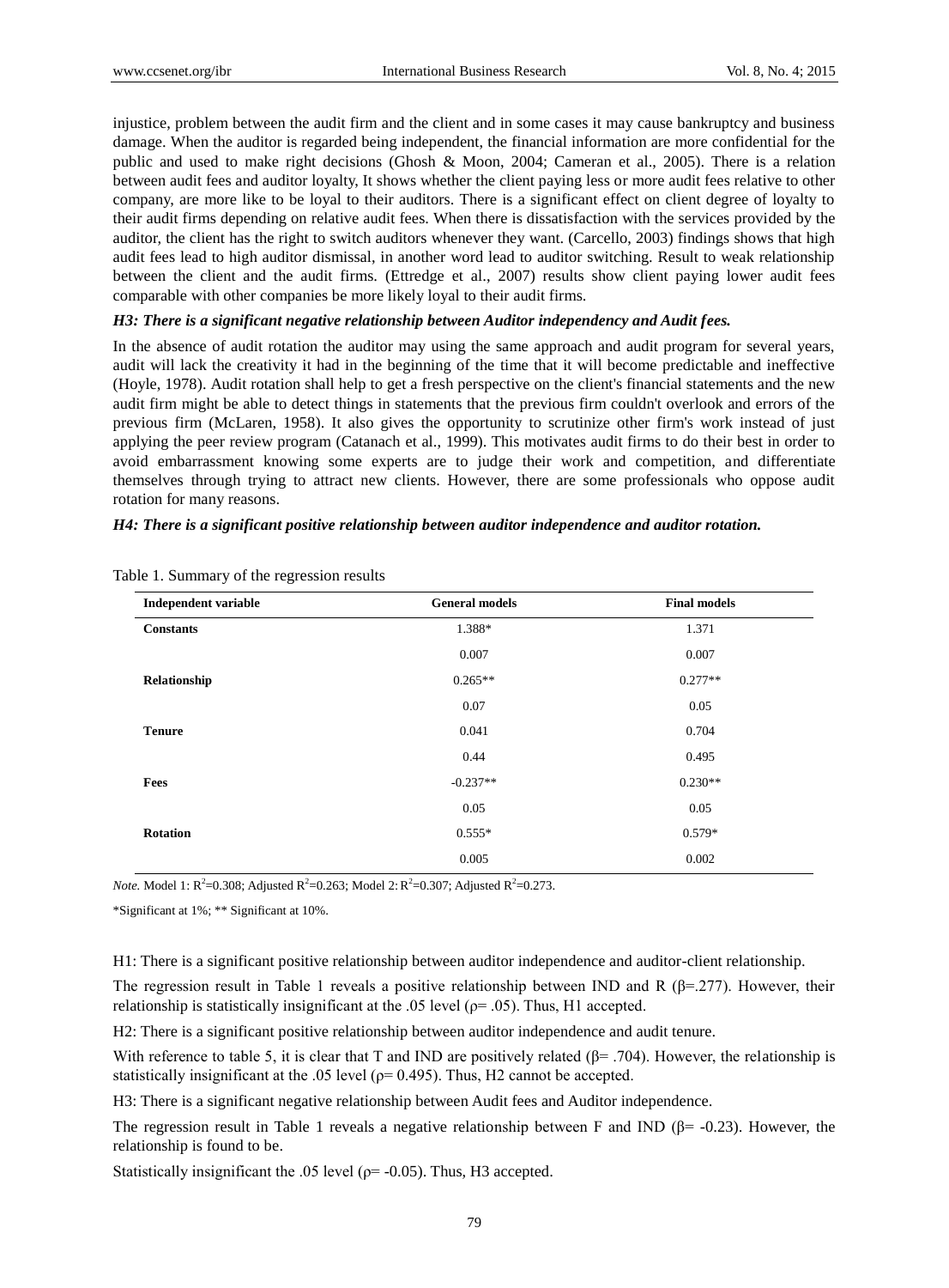injustice, problem between the audit firm and the client and in some cases it may cause bankruptcy and business damage. When the auditor is regarded being independent, the financial information are more confidential for the public and used to make right decisions (Ghosh & Moon, 2004; Cameran et al., 2005). There is a relation between audit fees and auditor loyalty, It shows whether the client paying less or more audit fees relative to other company, are more like to be loyal to their auditors. There is a significant effect on client degree of loyalty to their audit firms depending on relative audit fees. When there is dissatisfaction with the services provided by the auditor, the client has the right to switch auditors whenever they want. (Carcello, 2003) findings shows that high audit fees lead to high auditor dismissal, in another word lead to auditor switching. Result to weak relationship between the client and the audit firms. (Ettredge et al., 2007) results show client paying lower audit fees comparable with other companies be more likely loyal to their audit firms.

***H3: There is a significant negative relationship between Auditor independency and Audit fees.***

In the absence of audit rotation the auditor may using the same approach and audit program for several years, audit will lack the creativity it had in the beginning of the time that it will become predictable and ineffective (Hoyle, 1978). Audit rotation shall help to get a fresh perspective on the client's financial statements and the new audit firm might be able to detect things in statements that the previous firm couldn't overlook and errors of the previous firm (McLaren, 1958). It also gives the opportunity to scrutinize other firm's work instead of just applying the peer review program (Catanach et al., 1999). This motivates audit firms to do their best in order to avoid embarrassment knowing some experts are to judge their work and competition, and differentiate themselves through trying to attract new clients. However, there are some professionals who oppose audit rotation for many reasons.

***H4: There is a significant positive relationship between auditor independence and auditor rotation.***

Table 1. Summary of the regression results

| Independent variable | General models | Final models |
|---|---|---|
| **Constants** | 1.388* | 1.371 |
| | 0.007 | 0.007 |
| **Relationship** | 0.265** | 0.277** |
| | 0.07 | 0.05 |
| **Tenure** | 0.041 | 0.704 |
| | 0.44 | 0.495 |
| **Fees** | -0.237** | 0.230** |
| | 0.05 | 0.05 |
| **Rotation** | 0.555* | 0.579* |
| | 0.005 | 0.002 |

*Note.* Model 1: $R^2$=0.308; Adjusted $R^2$=0.263; Model 2: $R^2$=0.307; Adjusted $R^2$=0.273.

*Significant at 1%; ** Significant at 10%.

H1: There is a significant positive relationship between auditor independence and auditor-client relationship.

The regression result in Table 1 reveals a positive relationship between IND and R ($\beta$=.277). However, their relationship is statistically insignificant at the .05 level ($\rho$= .05). Thus, H1 accepted.

H2: There is a significant positive relationship between auditor independence and audit tenure.

With reference to table 5, it is clear that T and IND are positively related ($\beta$= .704). However, the relationship is statistically insignificant at the .05 level ($\rho$= 0.495). Thus, H2 cannot be accepted.

H3: There is a significant negative relationship between Audit fees and Auditor independence.

The regression result in Table 1 reveals a negative relationship between F and IND ($\beta$= -0.23). However, the relationship is found to be.

Statistically insignificant the .05 level ($\rho$= -0.05). Thus, H3 accepted.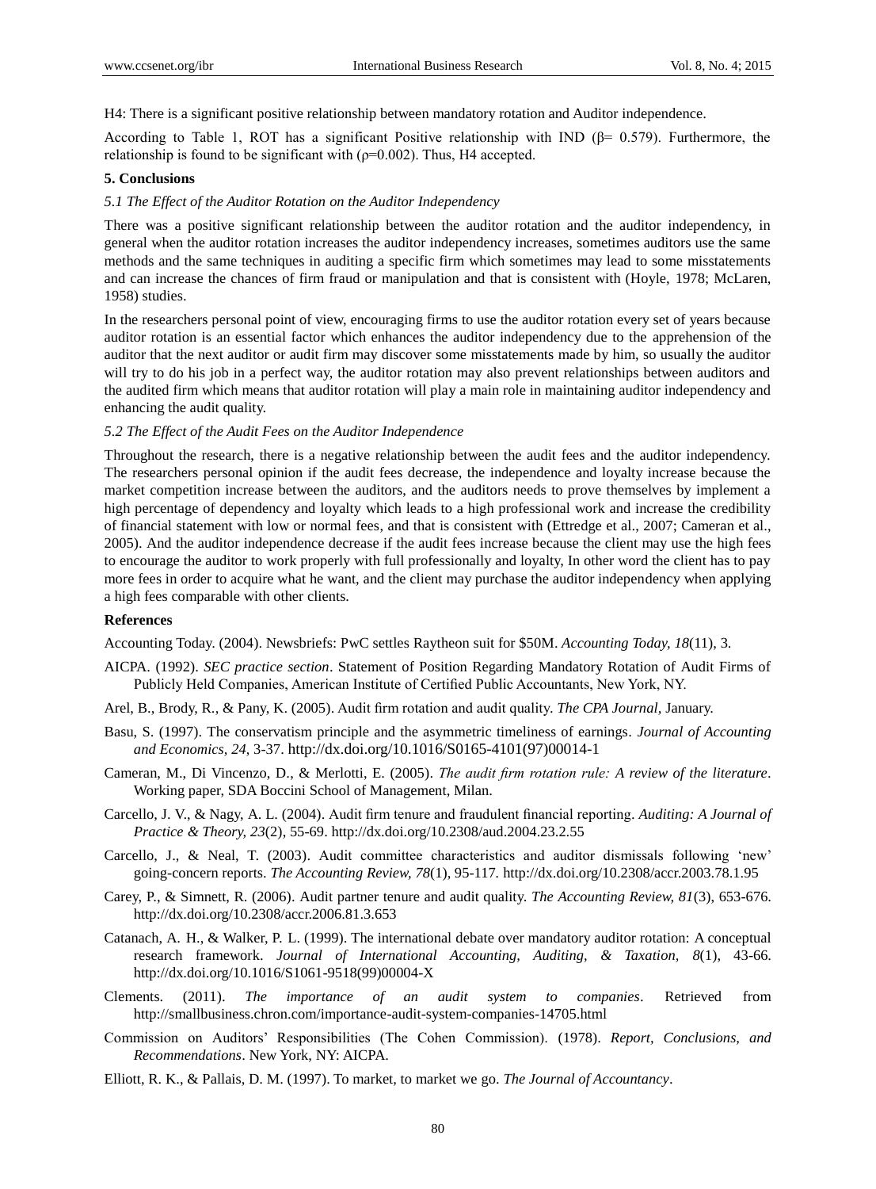H4: There is a significant positive relationship between mandatory rotation and Auditor independence.

According to Table 1, ROT has a significant Positive relationship with IND ($\beta$= 0.579). Furthermore, the relationship is found to be significant with ($\rho$=0.002). Thus, H4 accepted.

## 5. Conclusions

### *5.1 The Effect of the Auditor Rotation on the Auditor Independency*

There was a positive significant relationship between the auditor rotation and the auditor independency, in general when the auditor rotation increases the auditor independency increases, sometimes auditors use the same methods and the same techniques in auditing a specific firm which sometimes may lead to some misstatements and can increase the chances of firm fraud or manipulation and that is consistent with (Hoyle, 1978; McLaren, 1958) studies.

In the researchers personal point of view, encouraging firms to use the auditor rotation every set of years because auditor rotation is an essential factor which enhances the auditor independency due to the apprehension of the auditor that the next auditor or audit firm may discover some misstatements made by him, so usually the auditor will try to do his job in a perfect way, the auditor rotation may also prevent relationships between auditors and the audited firm which means that auditor rotation will play a main role in maintaining auditor independency and enhancing the audit quality.

### *5.2 The Effect of the Audit Fees on the Auditor Independence*

Throughout the research, there is a negative relationship between the audit fees and the auditor independency. The researchers personal opinion if the audit fees decrease, the independence and loyalty increase because the market competition increase between the auditors, and the auditors needs to prove themselves by implement a high percentage of dependency and loyalty which leads to a high professional work and increase the credibility of financial statement with low or normal fees, and that is consistent with (Ettredge et al., 2007; Cameran et al., 2005). And the auditor independence decrease if the audit fees increase because the client may use the high fees to encourage the auditor to work properly with full professionally and loyalty, In other word the client has to pay more fees in order to acquire what he want, and the client may purchase the auditor independency when applying a high fees comparable with other clients.

## References

Accounting Today. (2004). Newsbriefs: PwC settles Raytheon suit for $50M. *Accounting Today, 18*(11), 3.

AICPA. (1992). *SEC practice section*. Statement of Position Regarding Mandatory Rotation of Audit Firms of Publicly Held Companies, American Institute of Certified Public Accountants, New York, NY.

Arel, B., Brody, R., & Pany, K. (2005). Audit firm rotation and audit quality. *The CPA Journal,* January.

Basu, S. (1997). The conservatism principle and the asymmetric timeliness of earnings. *Journal of Accounting and Economics, 24*, 3-37. http://dx.doi.org/10.1016/S0165-4101(97)00014-1

Cameran, M., Di Vincenzo, D., & Merlotti, E. (2005). *The audit firm rotation rule: A review of the literature*. Working paper, SDA Boccini School of Management, Milan.

Carcello, J. V., & Nagy, A. L. (2004). Audit firm tenure and fraudulent financial reporting. *Auditing: A Journal of Practice & Theory, 23*(2), 55-69. http://dx.doi.org/10.2308/aud.2004.23.2.55

Carcello, J., & Neal, T. (2003). Audit committee characteristics and auditor dismissals following 'new' going-concern reports. *The Accounting Review, 78*(1), 95-117. http://dx.doi.org/10.2308/accr.2003.78.1.95

Carey, P., & Simnett, R. (2006). Audit partner tenure and audit quality. *The Accounting Review, 81*(3), 653-676. http://dx.doi.org/10.2308/accr.2006.81.3.653

Catanach, A. H., & Walker, P. L. (1999). The international debate over mandatory auditor rotation: A conceptual research framework. *Journal of International Accounting, Auditing, & Taxation, 8*(1), 43-66. http://dx.doi.org/10.1016/S1061-9518(99)00004-X

Clements. (2011). *The importance of an audit system to companies*. Retrieved from http://smallbusiness.chron.com/importance-audit-system-companies-14705.html

Commission on Auditors' Responsibilities (The Cohen Commission). (1978). *Report, Conclusions, and Recommendations*. New York, NY: AICPA.

Elliott, R. K., & Pallais, D. M. (1997). To market, to market we go. *The Journal of Accountancy*.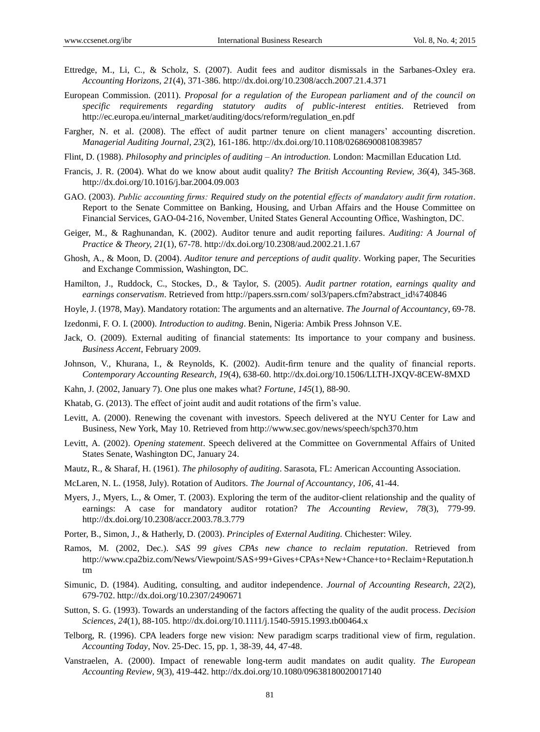Ettredge, M., Li, C., & Scholz, S. (2007). Audit fees and auditor dismissals in the Sarbanes-Oxley era. *Accounting Horizons, 21*(4), 371-386. http://dx.doi.org/10.2308/acch.2007.21.4.371

European Commission. (2011). *Proposal for a regulation of the European parliament and of the council on specific requirements regarding statutory audits of public-interest entities*. Retrieved from http://ec.europa.eu/internal_market/auditing/docs/reform/regulation_en.pdf

Fargher, N. et al. (2008). The effect of audit partner tenure on client managers' accounting discretion. *Managerial Auditing Journal, 23*(2), 161-186. http://dx.doi.org/10.1108/02686900810839857

Flint, D. (1988). *Philosophy and principles of auditing – An introduction.* London: Macmillan Education Ltd.

Francis, J. R. (2004). What do we know about audit quality? *The British Accounting Review, 36*(4), 345-368. http://dx.doi.org/10.1016/j.bar.2004.09.003

GAO. (2003). *Public accounting firms: Required study on the potential effects of mandatory audit firm rotation*. Report to the Senate Committee on Banking, Housing, and Urban Affairs and the House Committee on Financial Services, GAO-04-216, November, United States General Accounting Office, Washington, DC.

Geiger, M., & Raghunandan, K. (2002). Auditor tenure and audit reporting failures. *Auditing: A Journal of Practice & Theory, 21*(1), 67-78. http://dx.doi.org/10.2308/aud.2002.21.1.67

Ghosh, A., & Moon, D. (2004). *Auditor tenure and perceptions of audit quality*. Working paper, The Securities and Exchange Commission, Washington, DC.

Hamilton, J., Ruddock, C., Stockes, D., & Taylor, S. (2005). *Audit partner rotation, earnings quality and earnings conservatism*. Retrieved from http://papers.ssrn.com/ sol3/papers.cfm?abstract_id¼740846

Hoyle, J. (1978, May). Mandatory rotation: The arguments and an alternative. *The Journal of Accountancy*, 69-78.

Izedonmi, F. O. I. (2000). *Introduction to auditng*. Benin, Nigeria: Ambik Press Johnson V.E.

Jack, O. (2009). External auditing of financial statements: Its importance to your company and business. *Business Accent*, February 2009.

Johnson, V., Khurana, I., & Reynolds, K. (2002). Audit-firm tenure and the quality of financial reports. *Contemporary Accounting Research, 19*(4), 638-60. http://dx.doi.org/10.1506/LLTH-JXQV-8CEW-8MXD

Kahn, J. (2002, January 7). One plus one makes what? *Fortune, 145*(1), 88-90.

Khatab, G. (2013). The effect of joint audit and audit rotations of the firm's value.

Levitt, A. (2000). Renewing the covenant with investors. Speech delivered at the NYU Center for Law and Business, New York, May 10. Retrieved from http://www.sec.gov/news/speech/spch370.htm

Levitt, A. (2002). *Opening statement*. Speech delivered at the Committee on Governmental Affairs of United States Senate, Washington DC, January 24.

Mautz, R., & Sharaf, H. (1961). *The philosophy of auditing*. Sarasota, FL: American Accounting Association.

McLaren, N. L. (1958, July). Rotation of Auditors. *The Journal of Accountancy, 106*, 41-44.

Myers, J., Myers, L., & Omer, T. (2003). Exploring the term of the auditor-client relationship and the quality of earnings: A case for mandatory auditor rotation? *The Accounting Review, 78*(3), 779-99. http://dx.doi.org/10.2308/accr.2003.78.3.779

Porter, B., Simon, J., & Hatherly, D. (2003). *Principles of External Auditing.* Chichester: Wiley.

Ramos, M. (2002, Dec.). *SAS 99 gives CPAs new chance to reclaim reputation*. Retrieved from http://www.cpa2biz.com/News/Viewpoint/SAS+99+Gives+CPAs+New+Chance+to+Reclaim+Reputation.htm

Simunic, D. (1984). Auditing, consulting, and auditor independence. *Journal of Accounting Research, 22*(2), 679-702. http://dx.doi.org/10.2307/2490671

Sutton, S. G. (1993). Towards an understanding of the factors affecting the quality of the audit process. *Decision Sciences, 24*(1), 88-105. http://dx.doi.org/10.1111/j.1540-5915.1993.tb00464.x

Telborg, R. (1996). CPA leaders forge new vision: New paradigm scarps traditional view of firm, regulation. *Accounting Today*, Nov. 25-Dec. 15, pp. 1, 38-39, 44, 47-48.

Vanstraelen, A. (2000). Impact of renewable long-term audit mandates on audit quality. *The European Accounting Review, 9*(3), 419-442. http://dx.doi.org/10.1080/09638180020017140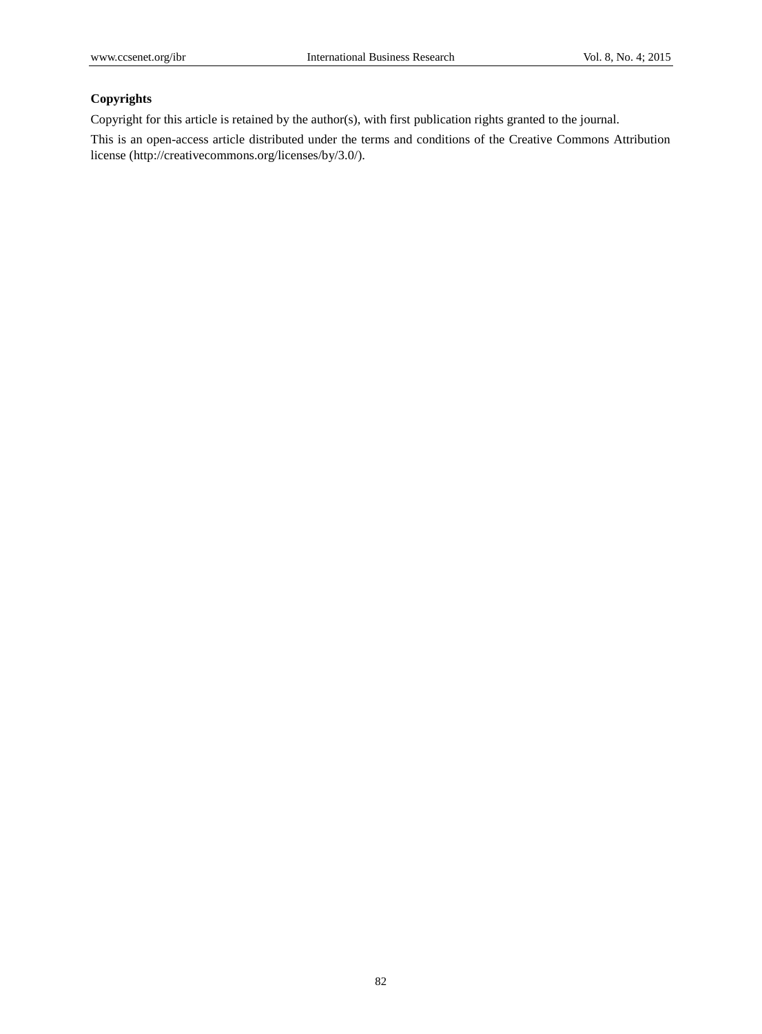**Copyrights**

Copyright for this article is retained by the author(s), with first publication rights granted to the journal.

This is an open-access article distributed under the terms and conditions of the Creative Commons Attribution license (http://creativecommons.org/licenses/by/3.0/).